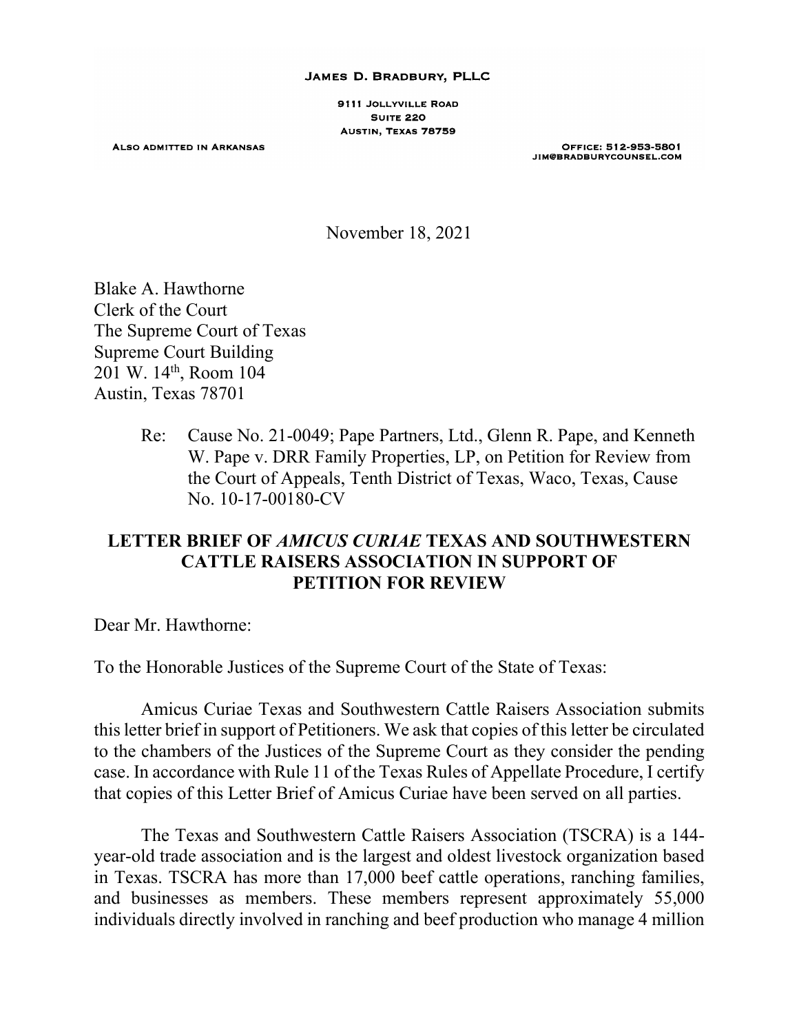**JAMES D. BRADBURY, PLLC**

9111 JOLLYVILLE ROAD
SUITE 220
AUSTIN, TEXAS 78759

ALSO ADMITTED IN ARKANSAS

OFFICE: 512-953-5801
JIM@BRADBURYCOUNSEL.COM

November 18, 2021

Blake A. Hawthorne
Clerk of the Court
The Supreme Court of Texas
Supreme Court Building
201 W. 14th, Room 104
Austin, Texas 78701

Re: Cause No. 21-0049; Pape Partners, Ltd., Glenn R. Pape, and Kenneth W. Pape v. DRR Family Properties, LP, on Petition for Review from the Court of Appeals, Tenth District of Texas, Waco, Texas, Cause No. 10-17-00180-CV

**LETTER BRIEF OF *AMICUS CURIAE* TEXAS AND SOUTHWESTERN CATTLE RAISERS ASSOCIATION IN SUPPORT OF PETITION FOR REVIEW**

Dear Mr. Hawthorne:

To the Honorable Justices of the Supreme Court of the State of Texas:

Amicus Curiae Texas and Southwestern Cattle Raisers Association submits this letter brief in support of Petitioners. We ask that copies of this letter be circulated to the chambers of the Justices of the Supreme Court as they consider the pending case. In accordance with Rule 11 of the Texas Rules of Appellate Procedure, I certify that copies of this Letter Brief of Amicus Curiae have been served on all parties.

The Texas and Southwestern Cattle Raisers Association (TSCRA) is a 144-year-old trade association and is the largest and oldest livestock organization based in Texas. TSCRA has more than 17,000 beef cattle operations, ranching families, and businesses as members. These members represent approximately 55,000 individuals directly involved in ranching and beef production who manage 4 million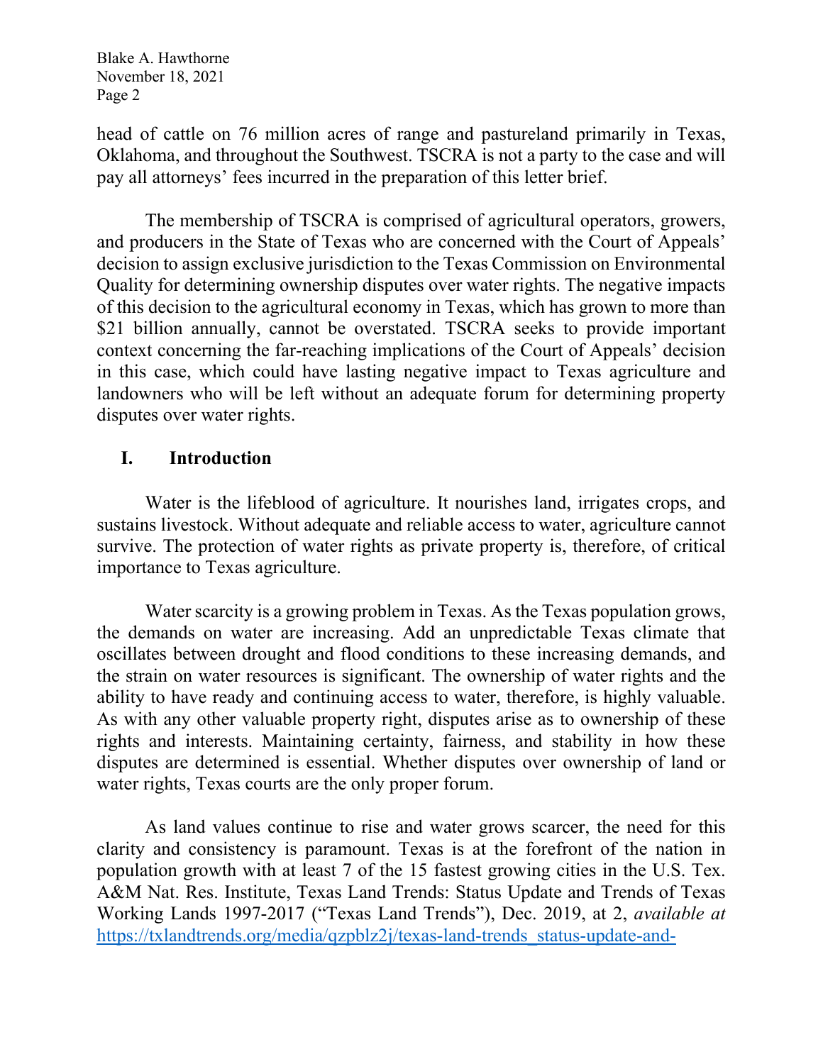head of cattle on 76 million acres of range and pastureland primarily in Texas, Oklahoma, and throughout the Southwest. TSCRA is not a party to the case and will pay all attorneys' fees incurred in the preparation of this letter brief.

The membership of TSCRA is comprised of agricultural operators, growers, and producers in the State of Texas who are concerned with the Court of Appeals' decision to assign exclusive jurisdiction to the Texas Commission on Environmental Quality for determining ownership disputes over water rights. The negative impacts of this decision to the agricultural economy in Texas, which has grown to more than $21 billion annually, cannot be overstated. TSCRA seeks to provide important context concerning the far-reaching implications of the Court of Appeals' decision in this case, which could have lasting negative impact to Texas agriculture and landowners who will be left without an adequate forum for determining property disputes over water rights.

## I. Introduction

Water is the lifeblood of agriculture. It nourishes land, irrigates crops, and sustains livestock. Without adequate and reliable access to water, agriculture cannot survive. The protection of water rights as private property is, therefore, of critical importance to Texas agriculture.

Water scarcity is a growing problem in Texas. As the Texas population grows, the demands on water are increasing. Add an unpredictable Texas climate that oscillates between drought and flood conditions to these increasing demands, and the strain on water resources is significant. The ownership of water rights and the ability to have ready and continuing access to water, therefore, is highly valuable. As with any other valuable property right, disputes arise as to ownership of these rights and interests. Maintaining certainty, fairness, and stability in how these disputes are determined is essential. Whether disputes over ownership of land or water rights, Texas courts are the only proper forum.

As land values continue to rise and water grows scarcer, the need for this clarity and consistency is paramount. Texas is at the forefront of the nation in population growth with at least 7 of the 15 fastest growing cities in the U.S. Tex. A&M Nat. Res. Institute, Texas Land Trends: Status Update and Trends of Texas Working Lands 1997-2017 ("Texas Land Trends"), Dec. 2019, at 2, *available at* https://txlandtrends.org/media/qzpblz2j/texas-land-trends_status-update-and-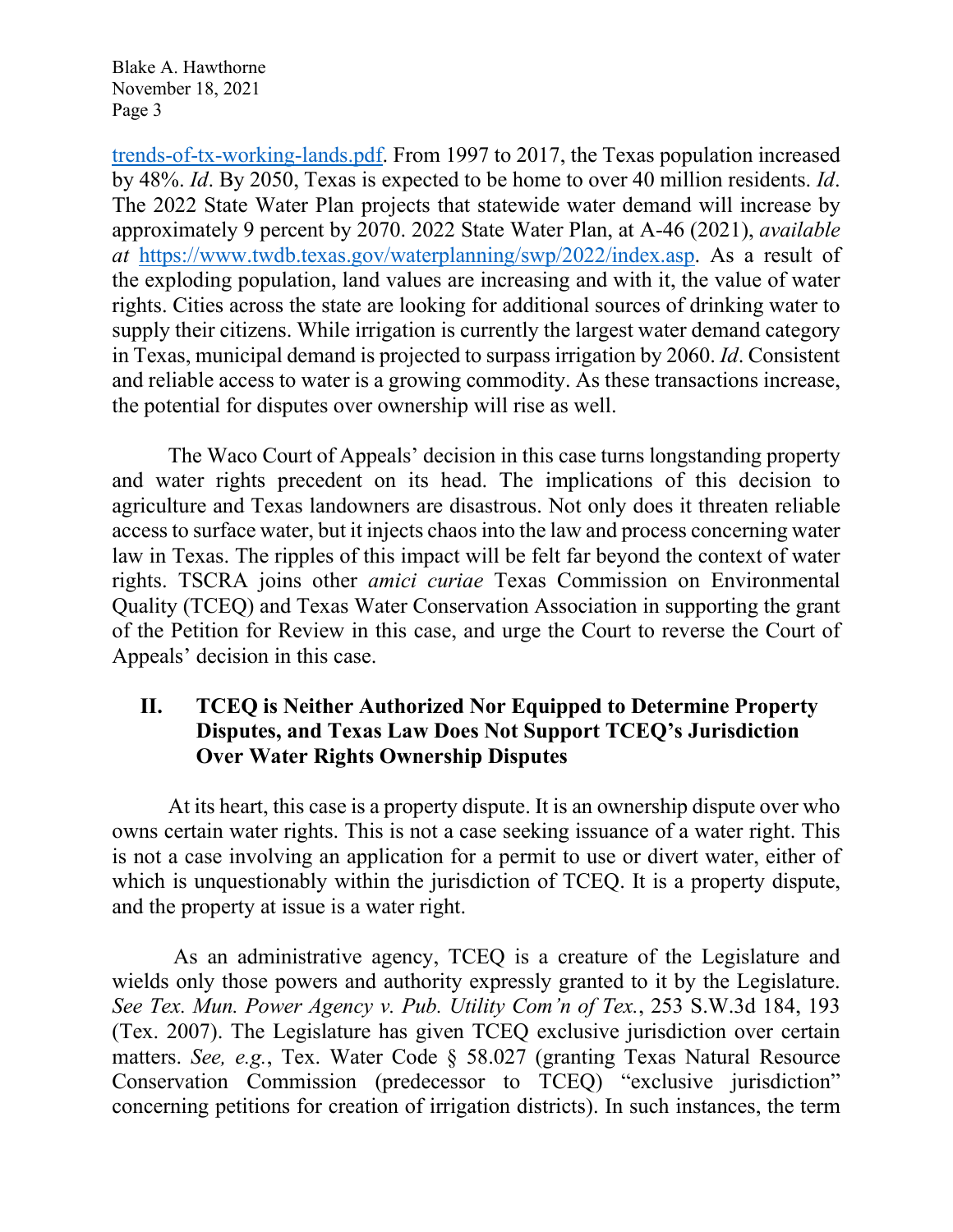trends-of-tx-working-lands.pdf. From 1997 to 2017, the Texas population increased by 48%. *Id*. By 2050, Texas is expected to be home to over 40 million residents. *Id*. The 2022 State Water Plan projects that statewide water demand will increase by approximately 9 percent by 2070. 2022 State Water Plan, at A-46 (2021), *available at* https://www.twdb.texas.gov/waterplanning/swp/2022/index.asp. As a result of the exploding population, land values are increasing and with it, the value of water rights. Cities across the state are looking for additional sources of drinking water to supply their citizens. While irrigation is currently the largest water demand category in Texas, municipal demand is projected to surpass irrigation by 2060. *Id*. Consistent and reliable access to water is a growing commodity. As these transactions increase, the potential for disputes over ownership will rise as well.

The Waco Court of Appeals' decision in this case turns longstanding property and water rights precedent on its head. The implications of this decision to agriculture and Texas landowners are disastrous. Not only does it threaten reliable access to surface water, but it injects chaos into the law and process concerning water law in Texas. The ripples of this impact will be felt far beyond the context of water rights. TSCRA joins other *amici curiae* Texas Commission on Environmental Quality (TCEQ) and Texas Water Conservation Association in supporting the grant of the Petition for Review in this case, and urge the Court to reverse the Court of Appeals' decision in this case.

## II. TCEQ is Neither Authorized Nor Equipped to Determine Property Disputes, and Texas Law Does Not Support TCEQ's Jurisdiction Over Water Rights Ownership Disputes

At its heart, this case is a property dispute. It is an ownership dispute over who owns certain water rights. This is not a case seeking issuance of a water right. This is not a case involving an application for a permit to use or divert water, either of which is unquestionably within the jurisdiction of TCEQ. It is a property dispute, and the property at issue is a water right.

As an administrative agency, TCEQ is a creature of the Legislature and wields only those powers and authority expressly granted to it by the Legislature. *See Tex. Mun. Power Agency v. Pub. Utility Com'n of Tex.*, 253 S.W.3d 184, 193 (Tex. 2007). The Legislature has given TCEQ exclusive jurisdiction over certain matters. *See, e.g.*, Tex. Water Code § 58.027 (granting Texas Natural Resource Conservation Commission (predecessor to TCEQ) "exclusive jurisdiction" concerning petitions for creation of irrigation districts). In such instances, the term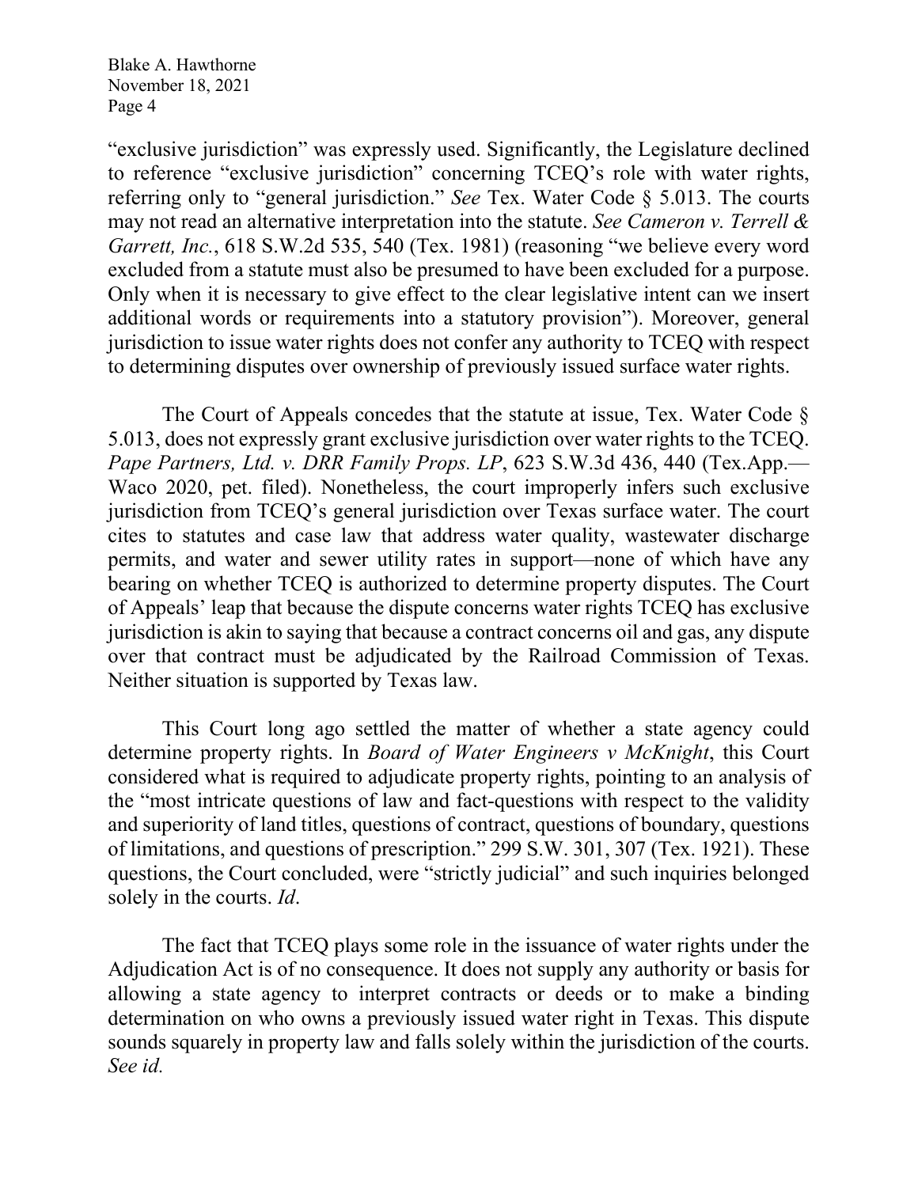"exclusive jurisdiction" was expressly used. Significantly, the Legislature declined to reference "exclusive jurisdiction" concerning TCEQ's role with water rights, referring only to "general jurisdiction." *See* Tex. Water Code § 5.013. The courts may not read an alternative interpretation into the statute. *See Cameron v. Terrell & Garrett, Inc.*, 618 S.W.2d 535, 540 (Tex. 1981) (reasoning "we believe every word excluded from a statute must also be presumed to have been excluded for a purpose. Only when it is necessary to give effect to the clear legislative intent can we insert additional words or requirements into a statutory provision"). Moreover, general jurisdiction to issue water rights does not confer any authority to TCEQ with respect to determining disputes over ownership of previously issued surface water rights.

The Court of Appeals concedes that the statute at issue, Tex. Water Code § 5.013, does not expressly grant exclusive jurisdiction over water rights to the TCEQ. *Pape Partners, Ltd. v. DRR Family Props. LP*, 623 S.W.3d 436, 440 (Tex.App.—Waco 2020, pet. filed). Nonetheless, the court improperly infers such exclusive jurisdiction from TCEQ's general jurisdiction over Texas surface water. The court cites to statutes and case law that address water quality, wastewater discharge permits, and water and sewer utility rates in support—none of which have any bearing on whether TCEQ is authorized to determine property disputes. The Court of Appeals' leap that because the dispute concerns water rights TCEQ has exclusive jurisdiction is akin to saying that because a contract concerns oil and gas, any dispute over that contract must be adjudicated by the Railroad Commission of Texas. Neither situation is supported by Texas law.

This Court long ago settled the matter of whether a state agency could determine property rights. In *Board of Water Engineers v McKnight*, this Court considered what is required to adjudicate property rights, pointing to an analysis of the "most intricate questions of law and fact-questions with respect to the validity and superiority of land titles, questions of contract, questions of boundary, questions of limitations, and questions of prescription." 299 S.W. 301, 307 (Tex. 1921). These questions, the Court concluded, were "strictly judicial" and such inquiries belonged solely in the courts. *Id*.

The fact that TCEQ plays some role in the issuance of water rights under the Adjudication Act is of no consequence. It does not supply any authority or basis for allowing a state agency to interpret contracts or deeds or to make a binding determination on who owns a previously issued water right in Texas. This dispute sounds squarely in property law and falls solely within the jurisdiction of the courts. *See id.*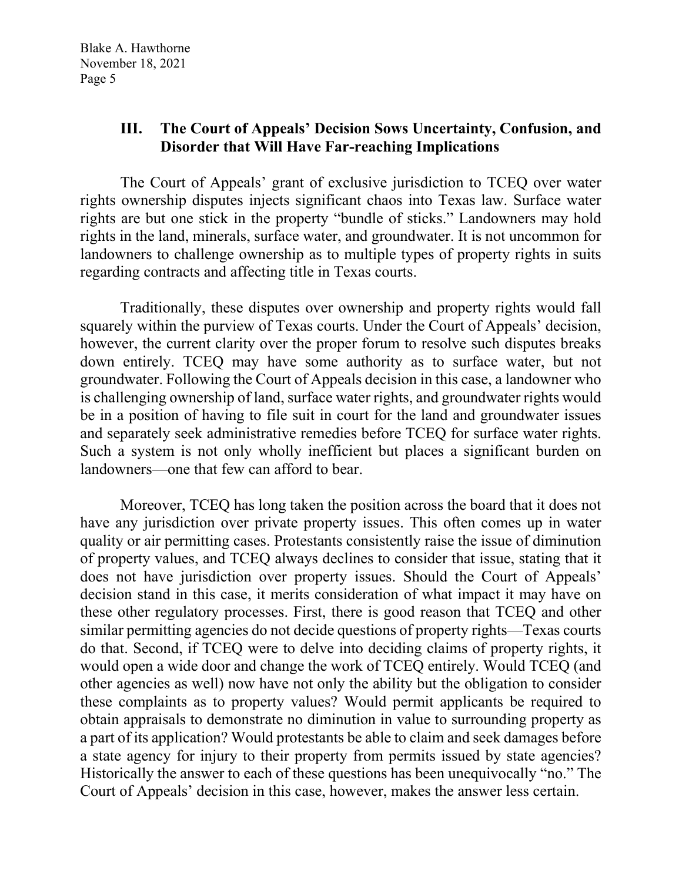## III. The Court of Appeals' Decision Sows Uncertainty, Confusion, and Disorder that Will Have Far-reaching Implications

The Court of Appeals' grant of exclusive jurisdiction to TCEQ over water rights ownership disputes injects significant chaos into Texas law. Surface water rights are but one stick in the property "bundle of sticks." Landowners may hold rights in the land, minerals, surface water, and groundwater. It is not uncommon for landowners to challenge ownership as to multiple types of property rights in suits regarding contracts and affecting title in Texas courts.

Traditionally, these disputes over ownership and property rights would fall squarely within the purview of Texas courts. Under the Court of Appeals' decision, however, the current clarity over the proper forum to resolve such disputes breaks down entirely. TCEQ may have some authority as to surface water, but not groundwater. Following the Court of Appeals decision in this case, a landowner who is challenging ownership of land, surface water rights, and groundwater rights would be in a position of having to file suit in court for the land and groundwater issues and separately seek administrative remedies before TCEQ for surface water rights. Such a system is not only wholly inefficient but places a significant burden on landowners—one that few can afford to bear.

Moreover, TCEQ has long taken the position across the board that it does not have any jurisdiction over private property issues. This often comes up in water quality or air permitting cases. Protestants consistently raise the issue of diminution of property values, and TCEQ always declines to consider that issue, stating that it does not have jurisdiction over property issues. Should the Court of Appeals' decision stand in this case, it merits consideration of what impact it may have on these other regulatory processes. First, there is good reason that TCEQ and other similar permitting agencies do not decide questions of property rights—Texas courts do that. Second, if TCEQ were to delve into deciding claims of property rights, it would open a wide door and change the work of TCEQ entirely. Would TCEQ (and other agencies as well) now have not only the ability but the obligation to consider these complaints as to property values? Would permit applicants be required to obtain appraisals to demonstrate no diminution in value to surrounding property as a part of its application? Would protestants be able to claim and seek damages before a state agency for injury to their property from permits issued by state agencies? Historically the answer to each of these questions has been unequivocally "no." The Court of Appeals' decision in this case, however, makes the answer less certain.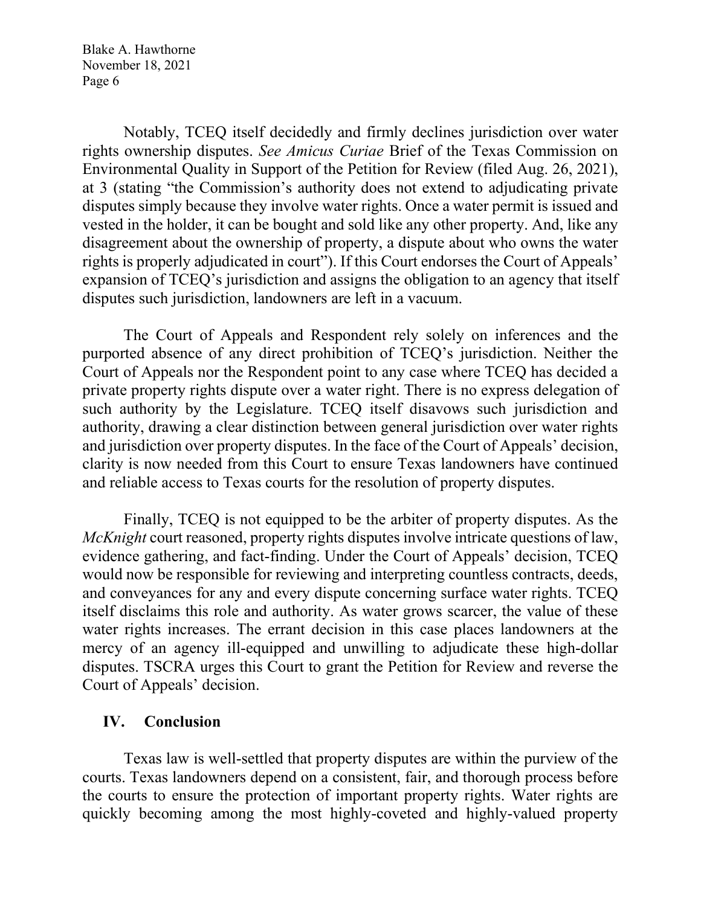Notably, TCEQ itself decidedly and firmly declines jurisdiction over water rights ownership disputes. *See Amicus Curiae* Brief of the Texas Commission on Environmental Quality in Support of the Petition for Review (filed Aug. 26, 2021), at 3 (stating "the Commission's authority does not extend to adjudicating private disputes simply because they involve water rights. Once a water permit is issued and vested in the holder, it can be bought and sold like any other property. And, like any disagreement about the ownership of property, a dispute about who owns the water rights is properly adjudicated in court"). If this Court endorses the Court of Appeals' expansion of TCEQ's jurisdiction and assigns the obligation to an agency that itself disputes such jurisdiction, landowners are left in a vacuum.

The Court of Appeals and Respondent rely solely on inferences and the purported absence of any direct prohibition of TCEQ's jurisdiction. Neither the Court of Appeals nor the Respondent point to any case where TCEQ has decided a private property rights dispute over a water right. There is no express delegation of such authority by the Legislature. TCEQ itself disavows such jurisdiction and authority, drawing a clear distinction between general jurisdiction over water rights and jurisdiction over property disputes. In the face of the Court of Appeals' decision, clarity is now needed from this Court to ensure Texas landowners have continued and reliable access to Texas courts for the resolution of property disputes.

Finally, TCEQ is not equipped to be the arbiter of property disputes. As the *McKnight* court reasoned, property rights disputes involve intricate questions of law, evidence gathering, and fact-finding. Under the Court of Appeals' decision, TCEQ would now be responsible for reviewing and interpreting countless contracts, deeds, and conveyances for any and every dispute concerning surface water rights. TCEQ itself disclaims this role and authority. As water grows scarcer, the value of these water rights increases. The errant decision in this case places landowners at the mercy of an agency ill-equipped and unwilling to adjudicate these high-dollar disputes. TSCRA urges this Court to grant the Petition for Review and reverse the Court of Appeals' decision.

## IV. Conclusion

Texas law is well-settled that property disputes are within the purview of the courts. Texas landowners depend on a consistent, fair, and thorough process before the courts to ensure the protection of important property rights. Water rights are quickly becoming among the most highly-coveted and highly-valued property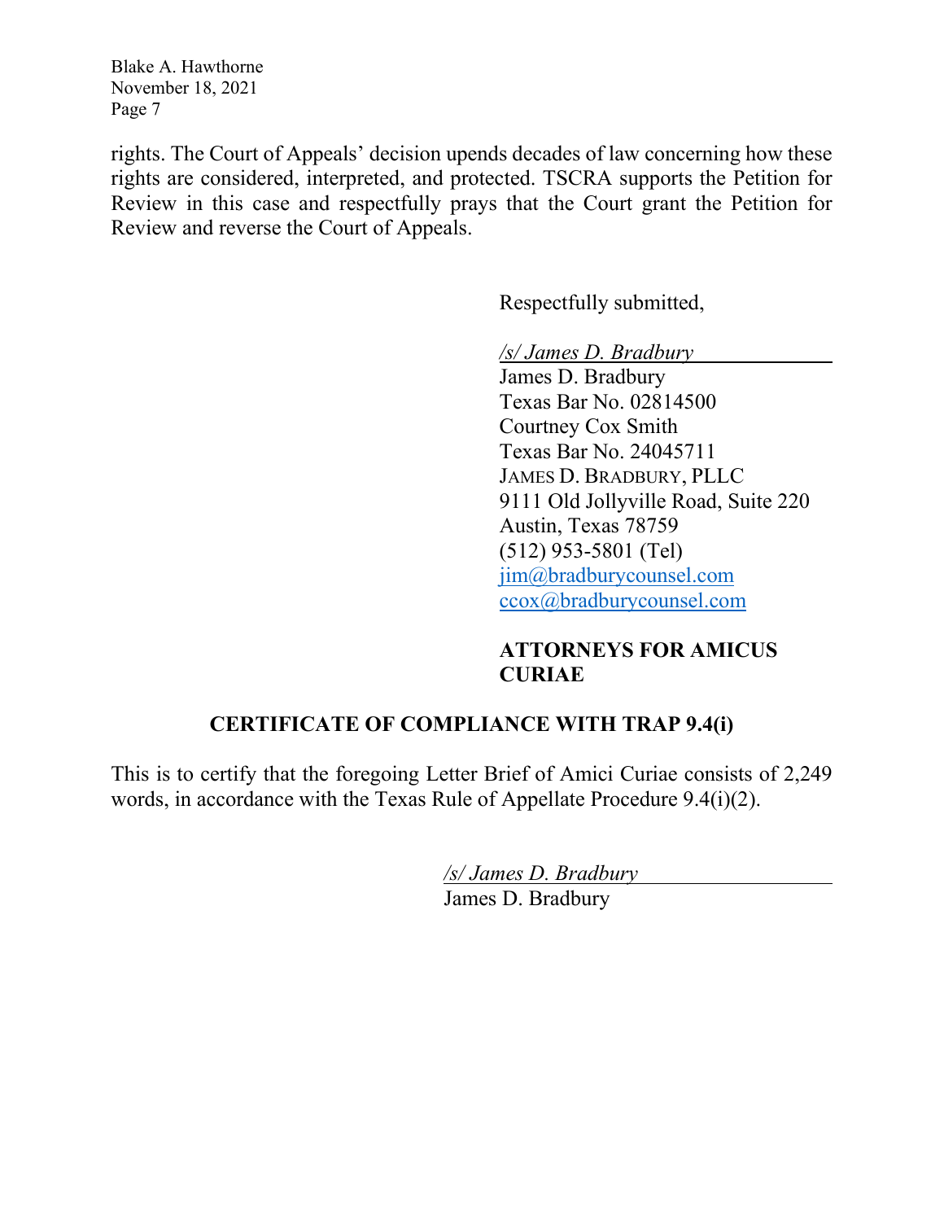rights. The Court of Appeals' decision upends decades of law concerning how these rights are considered, interpreted, and protected. TSCRA supports the Petition for Review in this case and respectfully prays that the Court grant the Petition for Review and reverse the Court of Appeals.

Respectfully submitted,

*/s/ James D. Bradbury*
James D. Bradbury
Texas Bar No. 02814500
Courtney Cox Smith
Texas Bar No. 24045711
JAMES D. BRADBURY, PLLC
9111 Old Jollyville Road, Suite 220
Austin, Texas 78759
(512) 953-5801 (Tel)
jim@bradburycounsel.com
ccox@bradburycounsel.com

**ATTORNEYS FOR AMICUS CURIAE**

## CERTIFICATE OF COMPLIANCE WITH TRAP 9.4(i)

This is to certify that the foregoing Letter Brief of Amici Curiae consists of 2,249 words, in accordance with the Texas Rule of Appellate Procedure 9.4(i)(2).

*/s/ James D. Bradbury*
James D. Bradbury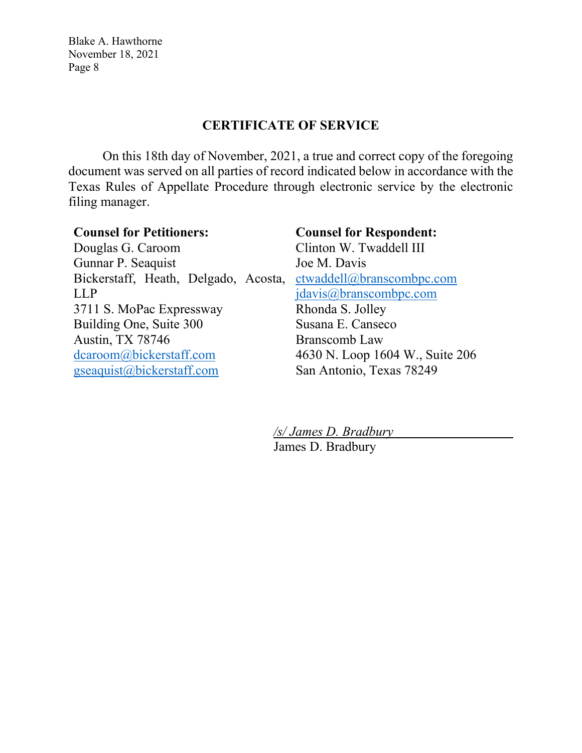## CERTIFICATE OF SERVICE

On this 18th day of November, 2021, a true and correct copy of the foregoing document was served on all parties of record indicated below in accordance with the Texas Rules of Appellate Procedure through electronic service by the electronic filing manager.

**Counsel for Petitioners:**
Douglas G. Caroom
Gunnar P. Seaquist
Bickerstaff, Heath, Delgado, Acosta, LLP
3711 S. MoPac Expressway
Building One, Suite 300
Austin, TX 78746
dcaroom@bickerstaff.com
gseaquist@bickerstaff.com

**Counsel for Respondent:**
Clinton W. Twaddell III
Joe M. Davis
ctwaddell@branscombpc.com
jdavis@branscombpc.com
Rhonda S. Jolley
Susana E. Canseco
Branscomb Law
4630 N. Loop 1604 W., Suite 206
San Antonio, Texas 78249

*/s/ James D. Bradbury*
James D. Bradbury